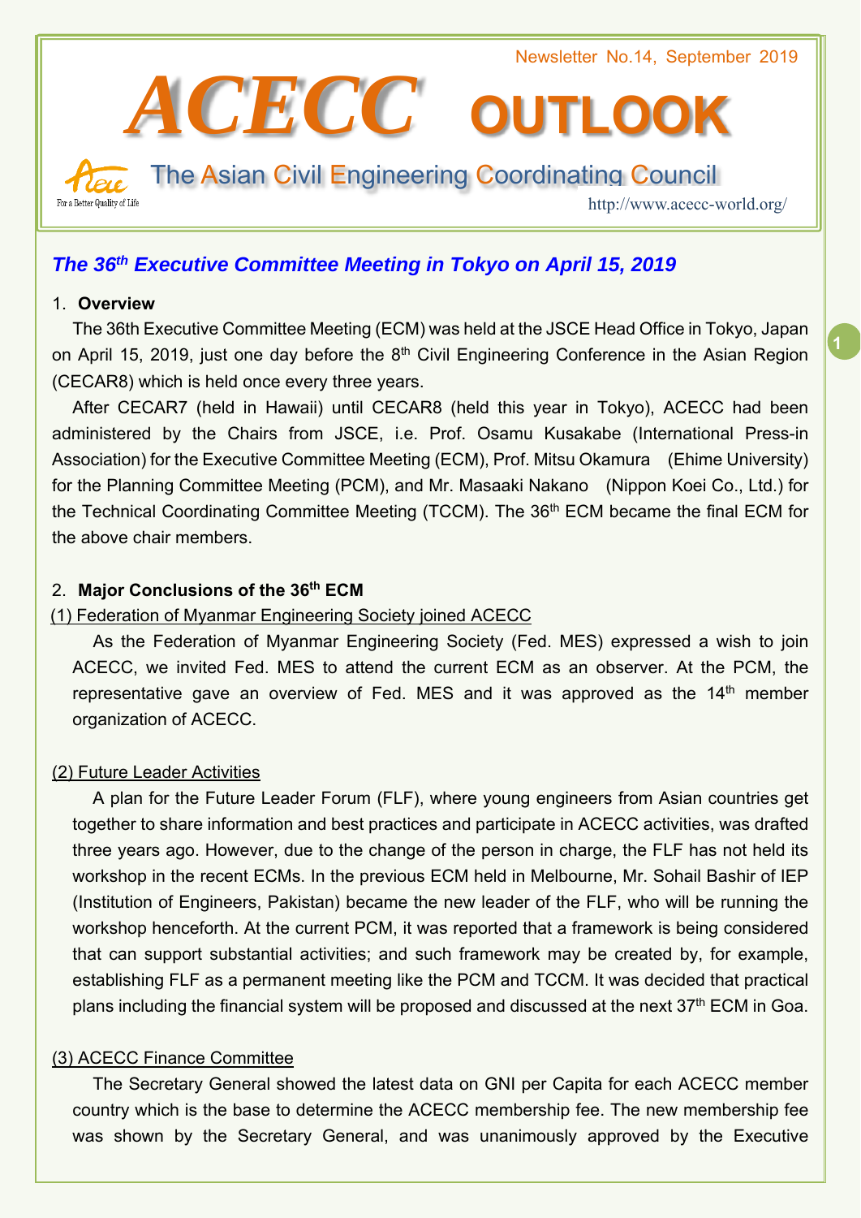Newsletter No.14, September 2019

# ACECC OUTLOOK

The Asian Civil Engineering Coordinating Council

For a Better Quality of Life

http://www.acecc-world.org/

## *The 36th Executive Committee Meeting in Tokyo on April 15, 2019*

### 1. Overview

The 36th Executive Committee Meeting (ECM) was held at the JSCE Head Office in Tokyo, Japan on April 15, 2019, just one day before the 8th Civil Engineering Conference in the Asian Region (CECAR8) which is held once every three years.

After CECAR7 (held in Hawaii) until CECAR8 (held this year in Tokyo), ACECC had been administered by the Chairs from JSCE, i.e. Prof. Osamu Kusakabe (International Press-in Association) for the Executive Committee Meeting (ECM), Prof. Mitsu Okamura (Ehime University) for the Planning Committee Meeting (PCM), and Mr. Masaaki Nakano (Nippon Koei Co., Ltd.) for the Technical Coordinating Committee Meeting (TCCM). The 36th ECM became the final ECM for the above chair members.

### 2. Major Conclusions of the 36th ECM

(1) Federation of Myanmar Engineering Society joined ACECC

As the Federation of Myanmar Engineering Society (Fed. MES) expressed a wish to join ACECC, we invited Fed. MES to attend the current ECM as an observer. At the PCM, the representative gave an overview of Fed. MES and it was approved as the 14th member organization of ACECC.

(2) Future Leader Activities

A plan for the Future Leader Forum (FLF), where young engineers from Asian countries get together to share information and best practices and participate in ACECC activities, was drafted three years ago. However, due to the change of the person in charge, the FLF has not held its workshop in the recent ECMs. In the previous ECM held in Melbourne, Mr. Sohail Bashir of IEP (Institution of Engineers, Pakistan) became the new leader of the FLF, who will be running the workshop henceforth. At the current PCM, it was reported that a framework is being considered that can support substantial activities; and such framework may be created by, for example, establishing FLF as a permanent meeting like the PCM and TCCM. It was decided that practical plans including the financial system will be proposed and discussed at the next 37th ECM in Goa.

(3) ACECC Finance Committee

The Secretary General showed the latest data on GNI per Capita for each ACECC member country which is the base to determine the ACECC membership fee. The new membership fee was shown by the Secretary General, and was unanimously approved by the Executive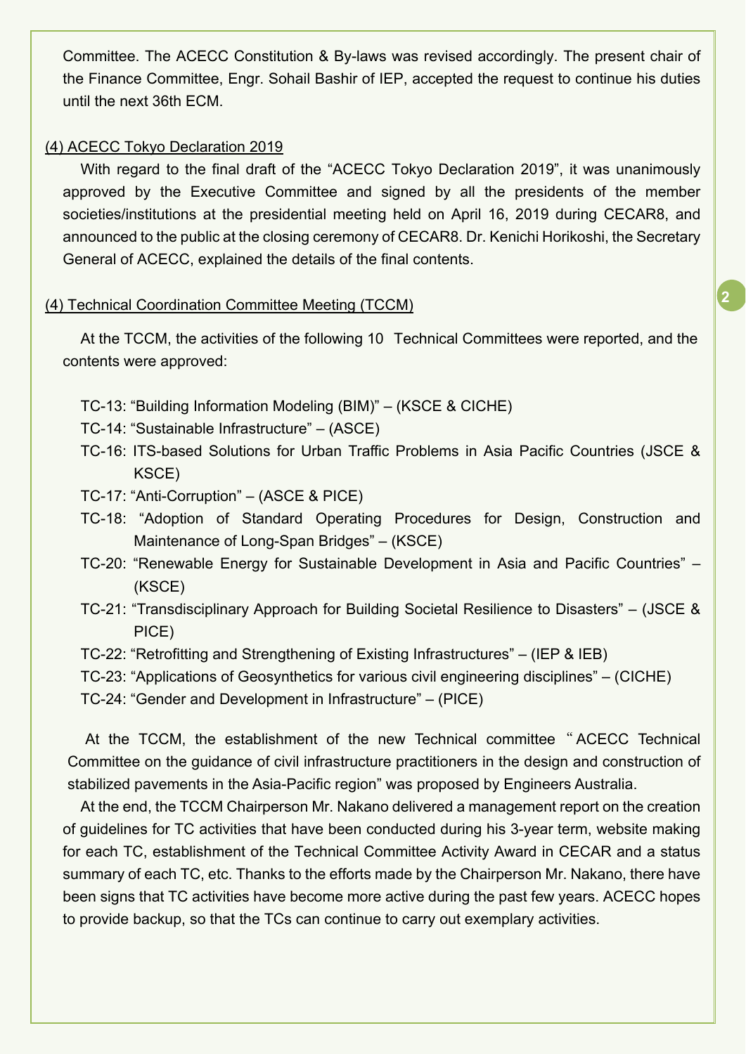Committee. The ACECC Constitution & By-laws was revised accordingly. The present chair of the Finance Committee, Engr. Sohail Bashir of IEP, accepted the request to continue his duties until the next 36th ECM.

(4) ACECC Tokyo Declaration 2019

With regard to the final draft of the “ACECC Tokyo Declaration 2019”, it was unanimously approved by the Executive Committee and signed by all the presidents of the member societies/institutions at the presidential meeting held on April 16, 2019 during CECAR8, and announced to the public at the closing ceremony of CECAR8. Dr. Kenichi Horikoshi, the Secretary General of ACECC, explained the details of the final contents.

(4) Technical Coordination Committee Meeting (TCCM)

At the TCCM, the activities of the following 10 Technical Committees were reported, and the contents were approved:

- TC-13: “Building Information Modeling (BIM)” – (KSCE & CICHE)
- TC-14: “Sustainable Infrastructure” – (ASCE)
- TC-16: ITS-based Solutions for Urban Traffic Problems in Asia Pacific Countries (JSCE & KSCE)
- TC-17: “Anti-Corruption” – (ASCE & PICE)
- TC-18: “Adoption of Standard Operating Procedures for Design, Construction and Maintenance of Long-Span Bridges” – (KSCE)
- TC-20: “Renewable Energy for Sustainable Development in Asia and Pacific Countries” – (KSCE)
- TC-21: “Transdisciplinary Approach for Building Societal Resilience to Disasters” – (JSCE & PICE)
- TC-22: “Retrofitting and Strengthening of Existing Infrastructures” – (IEP & IEB)
- TC-23: “Applications of Geosynthetics for various civil engineering disciplines” – (CICHE)
- TC-24: “Gender and Development in Infrastructure” – (PICE)

At the TCCM, the establishment of the new Technical committee “ACECC Technical Committee on the guidance of civil infrastructure practitioners in the design and construction of stabilized pavements in the Asia-Pacific region” was proposed by Engineers Australia.

At the end, the TCCM Chairperson Mr. Nakano delivered a management report on the creation of guidelines for TC activities that have been conducted during his 3-year term, website making for each TC, establishment of the Technical Committee Activity Award in CECAR and a status summary of each TC, etc. Thanks to the efforts made by the Chairperson Mr. Nakano, there have been signs that TC activities have become more active during the past few years. ACECC hopes to provide backup, so that the TCs can continue to carry out exemplary activities.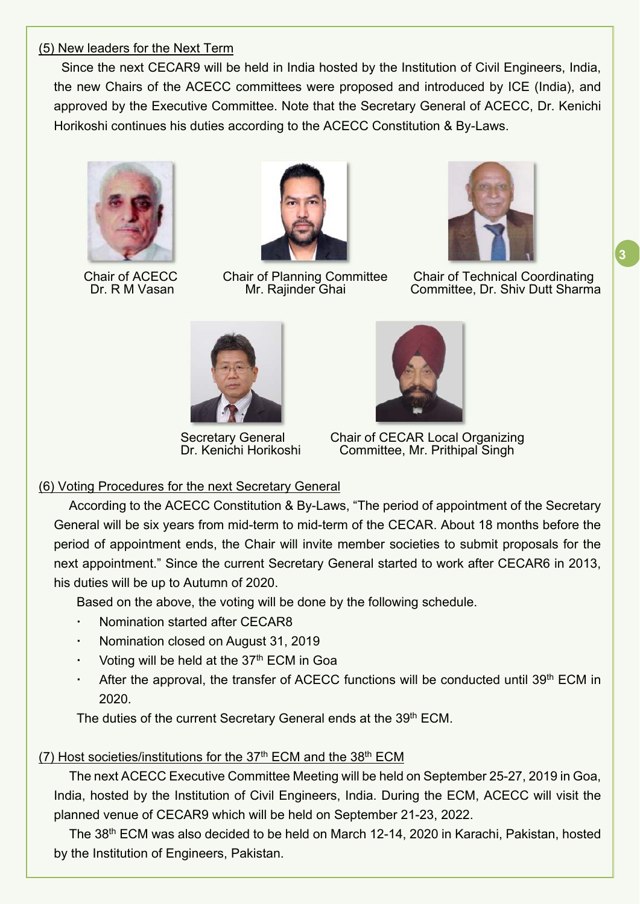### (5) New leaders for the Next Term

Since the next CECAR9 will be held in India hosted by the Institution of Civil Engineers, India, the new Chairs of the ACECC committees were proposed and introduced by ICE (India), and approved by the Executive Committee. Note that the Secretary General of ACECC, Dr. Kenichi Horikoshi continues his duties according to the ACECC Constitution & By-Laws.

Chair of ACECC
Dr. R M Vasan

Chair of Planning Committee
Mr. Rajinder Ghai

Chair of Technical Coordinating Committee, Dr. Shiv Dutt Sharma

Secretary General
Dr. Kenichi Horikoshi

Chair of CECAR Local Organizing Committee, Mr. Prithipal Singh

### (6) Voting Procedures for the next Secretary General

According to the ACECC Constitution & By-Laws, "The period of appointment of the Secretary General will be six years from mid-term to mid-term of the CECAR. About 18 months before the period of appointment ends, the Chair will invite member societies to submit proposals for the next appointment." Since the current Secretary General started to work after CECAR6 in 2013, his duties will be up to Autumn of 2020.

Based on the above, the voting will be done by the following schedule.

- Nomination started after CECAR8
- Nomination closed on August 31, 2019
- Voting will be held at the 37th ECM in Goa
- After the approval, the transfer of ACECC functions will be conducted until 39th ECM in 2020.

The duties of the current Secretary General ends at the 39th ECM.

### (7) Host societies/institutions for the 37th ECM and the 38th ECM

The next ACECC Executive Committee Meeting will be held on September 25-27, 2019 in Goa, India, hosted by the Institution of Civil Engineers, India. During the ECM, ACECC will visit the planned venue of CECAR9 which will be held on September 21-23, 2022.

The 38th ECM was also decided to be held on March 12-14, 2020 in Karachi, Pakistan, hosted by the Institution of Engineers, Pakistan.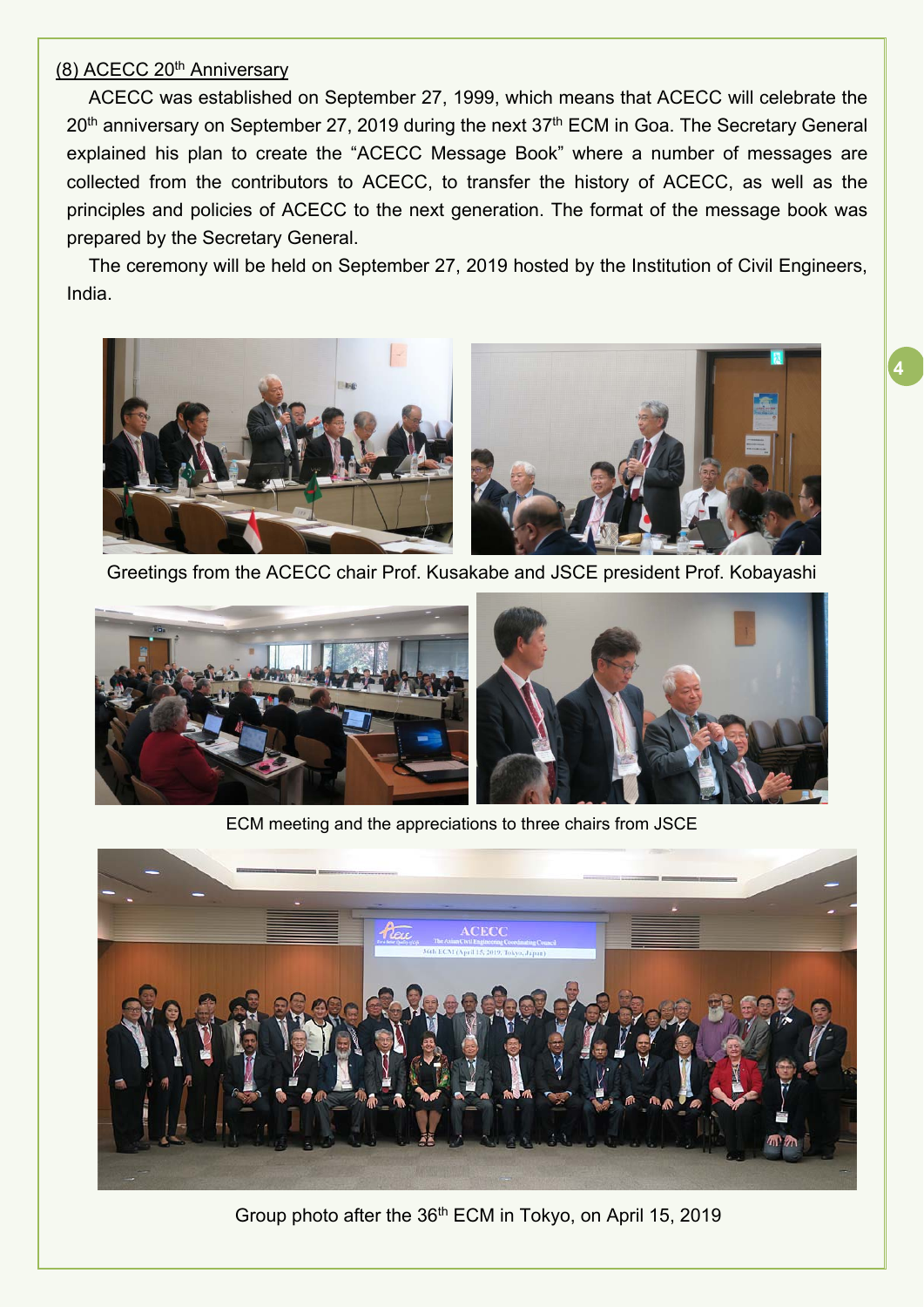### (8) ACECC 20th Anniversary

ACECC was established on September 27, 1999, which means that ACECC will celebrate the 20th anniversary on September 27, 2019 during the next 37th ECM in Goa. The Secretary General explained his plan to create the "ACECC Message Book" where a number of messages are collected from the contributors to ACECC, to transfer the history of ACECC, as well as the principles and policies of ACECC to the next generation. The format of the message book was prepared by the Secretary General.

The ceremony will be held on September 27, 2019 hosted by the Institution of Civil Engineers, India.

Greetings from the ACECC chair Prof. Kusakabe and JSCE president Prof. Kobayashi

ECM meeting and the appreciations to three chairs from JSCE

Group photo after the 36th ECM in Tokyo, on April 15, 2019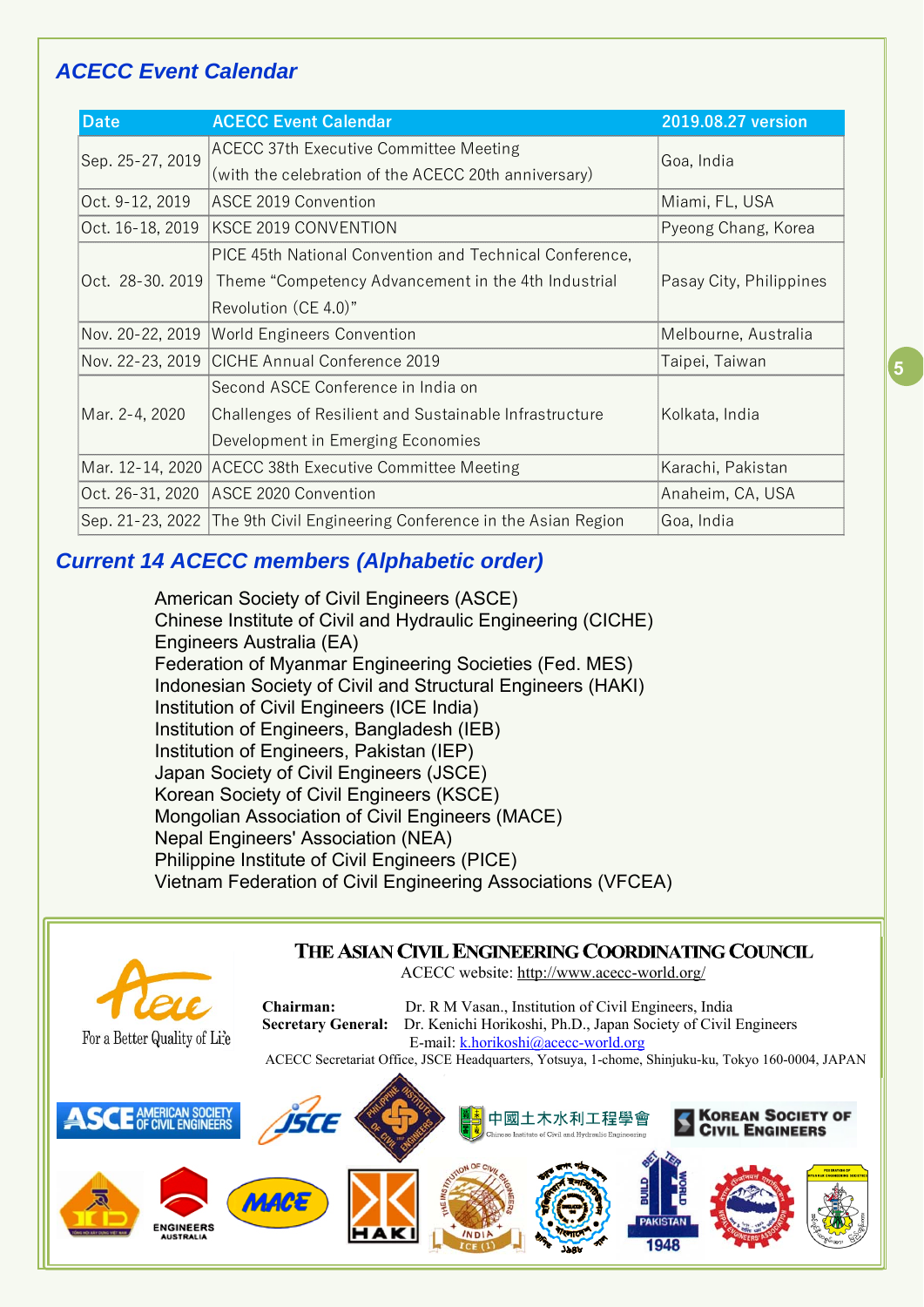## *ACECC Event Calendar*

| Date | ACECC Event Calendar | 2019.08.27 version |
|---|---|---|
| Sep. 25-27, 2019 | ACECC 37th Executive Committee Meeting (with the celebration of the ACECC 20th anniversary) | Goa, India |
| Oct. 9-12, 2019 | ASCE 2019 Convention | Miami, FL, USA |
| Oct. 16-18, 2019 | KSCE 2019 CONVENTION | Pyeong Chang, Korea |
| Oct. 28-30. 2019 | PICE 45th National Convention and Technical Conference, Theme "Competency Advancement in the 4th Industrial Revolution (CE 4.0)" | Pasay City, Philippines |
| Nov. 20-22, 2019 | World Engineers Convention | Melbourne, Australia |
| Nov. 22-23, 2019 | CICHE Annual Conference 2019 | Taipei, Taiwan |
| Mar. 2-4, 2020 | Second ASCE Conference in India on Challenges of Resilient and Sustainable Infrastructure Development in Emerging Economies | Kolkata, India |
| Mar. 12-14, 2020 | ACECC 38th Executive Committee Meeting | Karachi, Pakistan |
| Oct. 26-31, 2020 | ASCE 2020 Convention | Anaheim, CA, USA |
| Sep. 21-23, 2022 | The 9th Civil Engineering Conference in the Asian Region | Goa, India |

## *Current 14 ACECC members (Alphabetic order)*

American Society of Civil Engineers (ASCE)
Chinese Institute of Civil and Hydraulic Engineering (CICHE)
Engineers Australia (EA)
Federation of Myanmar Engineering Societies (Fed. MES)
Indonesian Society of Civil and Structural Engineers (HAKI)
Institution of Civil Engineers (ICE India)
Institution of Engineers, Bangladesh (IEB)
Institution of Engineers, Pakistan (IEP)
Japan Society of Civil Engineers (JSCE)
Korean Society of Civil Engineers (KSCE)
Mongolian Association of Civil Engineers (MACE)
Nepal Engineers' Association (NEA)
Philippine Institute of Civil Engineers (PICE)
Vietnam Federation of Civil Engineering Associations (VFCEA)

### THE ASIAN CIVIL ENGINEERING COORDINATING COUNCIL

ACECC website: http://www.acecc-world.org/

For a Better Quality of Life

**Chairman:** Dr. R M Vasan., Institution of Civil Engineers, India
**Secretary General:** Dr. Kenichi Horikoshi, Ph.D., Japan Society of Civil Engineers
E-mail: k.horikoshi@acecc-world.org

ACECC Secretariat Office, JSCE Headquarters, Yotsuya, 1-chome, Shinjuku-ku, Tokyo 160-0004, JAPAN